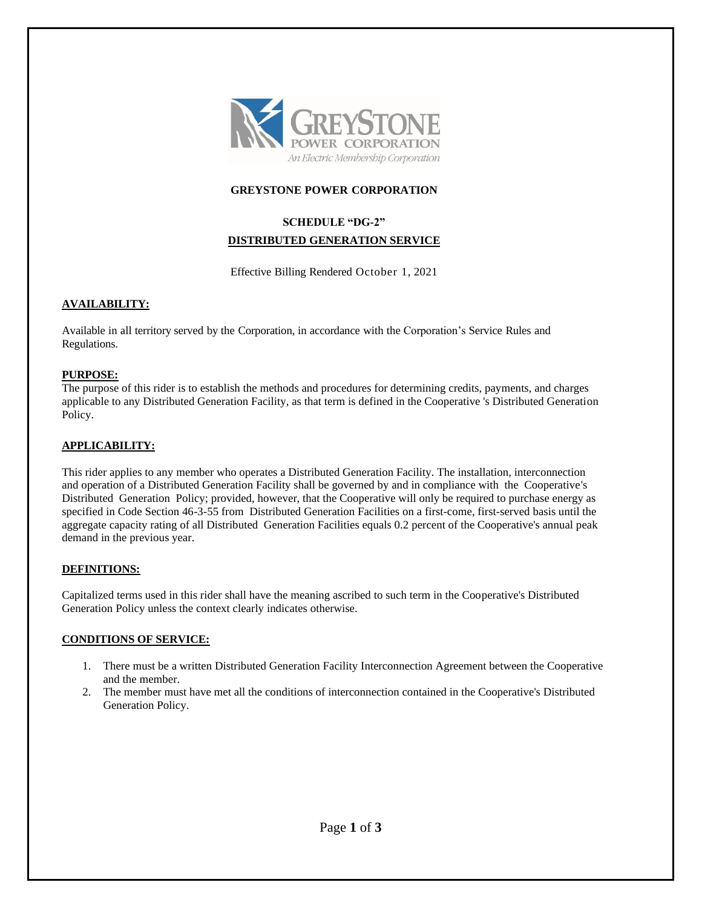# GREYSTONE POWER CORPORATION

## SCHEDULE "DG-2"

## DISTRIBUTED GENERATION SERVICE

Effective Billing Rendered October 1, 2021

### AVAILABILITY:

Available in all territory served by the Corporation, in accordance with the Corporation's Service Rules and Regulations.

### PURPOSE:

The purpose of this rider is to establish the methods and procedures for determining credits, payments, and charges applicable to any Distributed Generation Facility, as that term is defined in the Cooperative 's Distributed Generation Policy.

### APPLICABILITY:

This rider applies to any member who operates a Distributed Generation Facility. The installation, interconnection and operation of a Distributed Generation Facility shall be governed by and in compliance with the Cooperative's Distributed Generation Policy; provided, however, that the Cooperative will only be required to purchase energy as specified in Code Section 46-3-55 from Distributed Generation Facilities on a first-come, first-served basis until the aggregate capacity rating of all Distributed Generation Facilities equals 0.2 percent of the Cooperative's annual peak demand in the previous year.

### DEFINITIONS:

Capitalized terms used in this rider shall have the meaning ascribed to such term in the Cooperative's Distributed Generation Policy unless the context clearly indicates otherwise.

### CONDITIONS OF SERVICE:

1. There must be a written Distributed Generation Facility Interconnection Agreement between the Cooperative and the member.
2. The member must have met all the conditions of interconnection contained in the Cooperative's Distributed Generation Policy.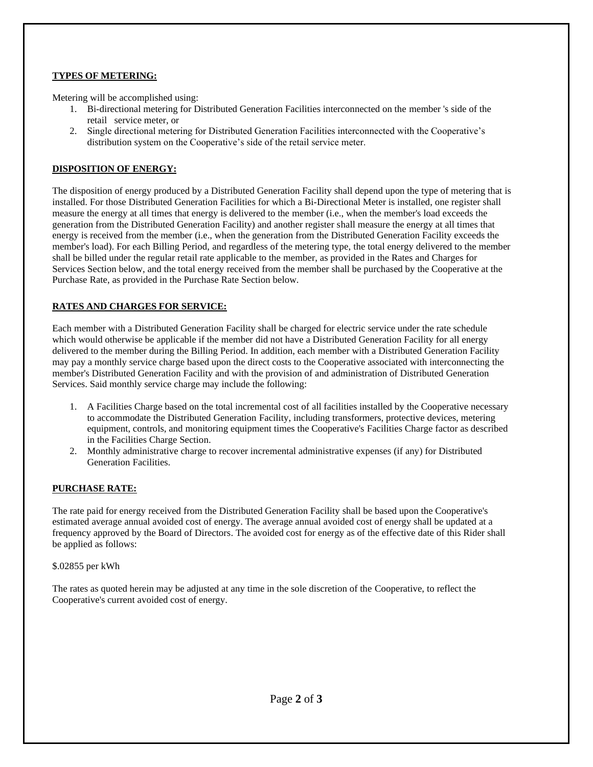**TYPES OF METERING:**

Metering will be accomplished using:

1. Bi-directional metering for Distributed Generation Facilities interconnected on the member 's side of the retail service meter, or
2. Single directional metering for Distributed Generation Facilities interconnected with the Cooperative's distribution system on the Cooperative's side of the retail service meter.

**DISPOSITION OF ENERGY:**

The disposition of energy produced by a Distributed Generation Facility shall depend upon the type of metering that is installed. For those Distributed Generation Facilities for which a Bi-Directional Meter is installed, one register shall measure the energy at all times that energy is delivered to the member (i.e., when the member's load exceeds the generation from the Distributed Generation Facility) and another register shall measure the energy at all times that energy is received from the member (i.e., when the generation from the Distributed Generation Facility exceeds the member's load). For each Billing Period, and regardless of the metering type, the total energy delivered to the member shall be billed under the regular retail rate applicable to the member, as provided in the Rates and Charges for Services Section below, and the total energy received from the member shall be purchased by the Cooperative at the Purchase Rate, as provided in the Purchase Rate Section below.

**RATES AND CHARGES FOR SERVICE:**

Each member with a Distributed Generation Facility shall be charged for electric service under the rate schedule which would otherwise be applicable if the member did not have a Distributed Generation Facility for all energy delivered to the member during the Billing Period. In addition, each member with a Distributed Generation Facility may pay a monthly service charge based upon the direct costs to the Cooperative associated with interconnecting the member's Distributed Generation Facility and with the provision of and administration of Distributed Generation Services. Said monthly service charge may include the following:

1. A Facilities Charge based on the total incremental cost of all facilities installed by the Cooperative necessary to accommodate the Distributed Generation Facility, including transformers, protective devices, metering equipment, controls, and monitoring equipment times the Cooperative's Facilities Charge factor as described in the Facilities Charge Section.
2. Monthly administrative charge to recover incremental administrative expenses (if any) for Distributed Generation Facilities.

**PURCHASE RATE:**

The rate paid for energy received from the Distributed Generation Facility shall be based upon the Cooperative's estimated average annual avoided cost of energy. The average annual avoided cost of energy shall be updated at a frequency approved by the Board of Directors. The avoided cost for energy as of the effective date of this Rider shall be applied as follows:

$.02855 per kWh

The rates as quoted herein may be adjusted at any time in the sole discretion of the Cooperative, to reflect the Cooperative's current avoided cost of energy.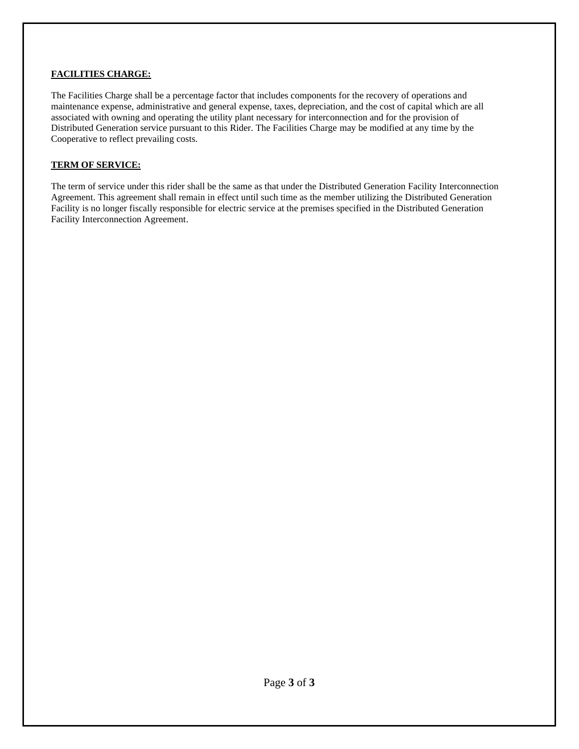**FACILITIES CHARGE:**

The Facilities Charge shall be a percentage factor that includes components for the recovery of operations and maintenance expense, administrative and general expense, taxes, depreciation, and the cost of capital which are all associated with owning and operating the utility plant necessary for interconnection and for the provision of Distributed Generation service pursuant to this Rider. The Facilities Charge may be modified at any time by the Cooperative to reflect prevailing costs.

**TERM OF SERVICE:**

The term of service under this rider shall be the same as that under the Distributed Generation Facility Interconnection Agreement. This agreement shall remain in effect until such time as the member utilizing the Distributed Generation Facility is no longer fiscally responsible for electric service at the premises specified in the Distributed Generation Facility Interconnection Agreement.